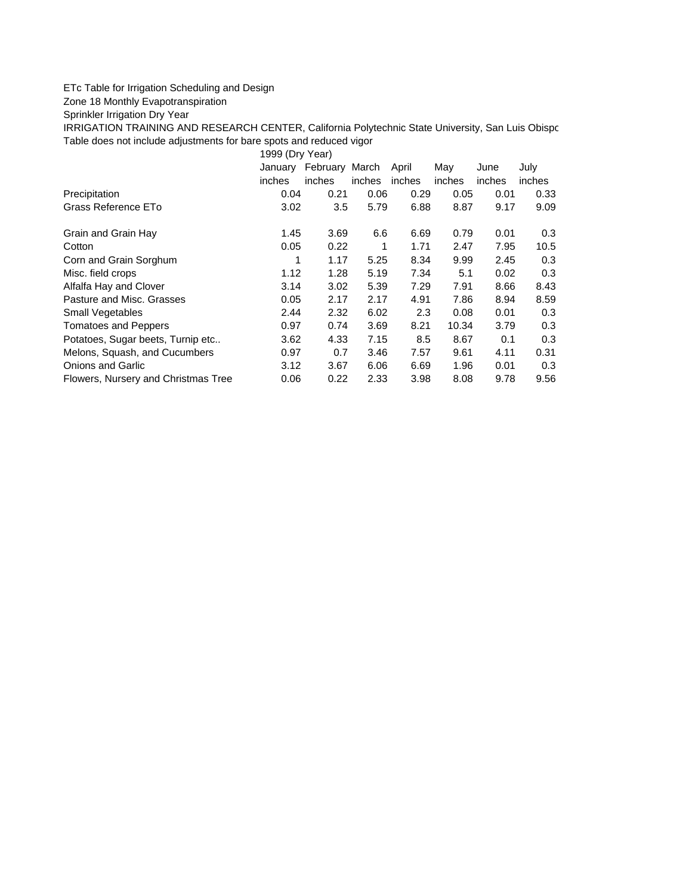ETc Table for Irrigation Scheduling and Design

Zone 18 Monthly Evapotranspiration

Sprinkler Irrigation Dry Year

IRRIGATION TRAINING AND RESEARCH CENTER, California Polytechnic State University, San Luis Obispo

Table does not include adjustments for bare spots and reduced vigor

| | 1999 (Dry Year) | | | | | | |
|---|---|---|---|---|---|---|---|
| | January | February | March | April | May | June | July |
| | inches | inches | inches | inches | inches | inches | inches |
| Precipitation | 0.04 | 0.21 | 0.06 | 0.29 | 0.05 | 0.01 | 0.33 |
| Grass Reference ETo | 3.02 | 3.5 | 5.79 | 6.88 | 8.87 | 9.17 | 9.09 |
| | | | | | | | |
| Grain and Grain Hay | 1.45 | 3.69 | 6.6 | 6.69 | 0.79 | 0.01 | 0.3 |
| Cotton | 0.05 | 0.22 | 1 | 1.71 | 2.47 | 7.95 | 10.5 |
| Corn and Grain Sorghum | 1 | 1.17 | 5.25 | 8.34 | 9.99 | 2.45 | 0.3 |
| Misc. field crops | 1.12 | 1.28 | 5.19 | 7.34 | 5.1 | 0.02 | 0.3 |
| Alfalfa Hay and Clover | 3.14 | 3.02 | 5.39 | 7.29 | 7.91 | 8.66 | 8.43 |
| Pasture and Misc. Grasses | 0.05 | 2.17 | 2.17 | 4.91 | 7.86 | 8.94 | 8.59 |
| Small Vegetables | 2.44 | 2.32 | 6.02 | 2.3 | 0.08 | 0.01 | 0.3 |
| Tomatoes and Peppers | 0.97 | 0.74 | 3.69 | 8.21 | 10.34 | 3.79 | 0.3 |
| Potatoes, Sugar beets, Turnip etc.. | 3.62 | 4.33 | 7.15 | 8.5 | 8.67 | 0.1 | 0.3 |
| Melons, Squash, and Cucumbers | 0.97 | 0.7 | 3.46 | 7.57 | 9.61 | 4.11 | 0.31 |
| Onions and Garlic | 3.12 | 3.67 | 6.06 | 6.69 | 1.96 | 0.01 | 0.3 |
| Flowers, Nursery and Christmas Tree | 0.06 | 0.22 | 2.33 | 3.98 | 8.08 | 9.78 | 9.56 |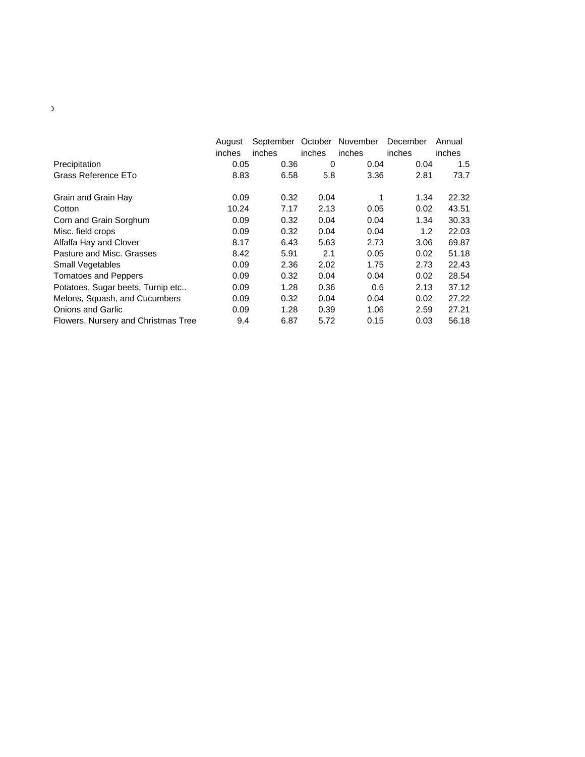)

| | August inches | September inches | October inches | November inches | December inches | Annual inches |
|---|---|---|---|---|---|---|
| Precipitation | 0.05 | 0.36 | 0 | 0.04 | 0.04 | 1.5 |
| Grass Reference ETo | 8.83 | 6.58 | 5.8 | 3.36 | 2.81 | 73.7 |
| | | | | | | |
| Grain and Grain Hay | 0.09 | 0.32 | 0.04 | 1 | 1.34 | 22.32 |
| Cotton | 10.24 | 7.17 | 2.13 | 0.05 | 0.02 | 43.51 |
| Corn and Grain Sorghum | 0.09 | 0.32 | 0.04 | 0.04 | 1.34 | 30.33 |
| Misc. field crops | 0.09 | 0.32 | 0.04 | 0.04 | 1.2 | 22.03 |
| Alfalfa Hay and Clover | 8.17 | 6.43 | 5.63 | 2.73 | 3.06 | 69.87 |
| Pasture and Misc. Grasses | 8.42 | 5.91 | 2.1 | 0.05 | 0.02 | 51.18 |
| Small Vegetables | 0.09 | 2.36 | 2.02 | 1.75 | 2.73 | 22.43 |
| Tomatoes and Peppers | 0.09 | 0.32 | 0.04 | 0.04 | 0.02 | 28.54 |
| Potatoes, Sugar beets, Turnip etc.. | 0.09 | 1.28 | 0.36 | 0.6 | 2.13 | 37.12 |
| Melons, Squash, and Cucumbers | 0.09 | 0.32 | 0.04 | 0.04 | 0.02 | 27.22 |
| Onions and Garlic | 0.09 | 1.28 | 0.39 | 1.06 | 2.59 | 27.21 |
| Flowers, Nursery and Christmas Tree | 9.4 | 6.87 | 5.72 | 0.15 | 0.03 | 56.18 |